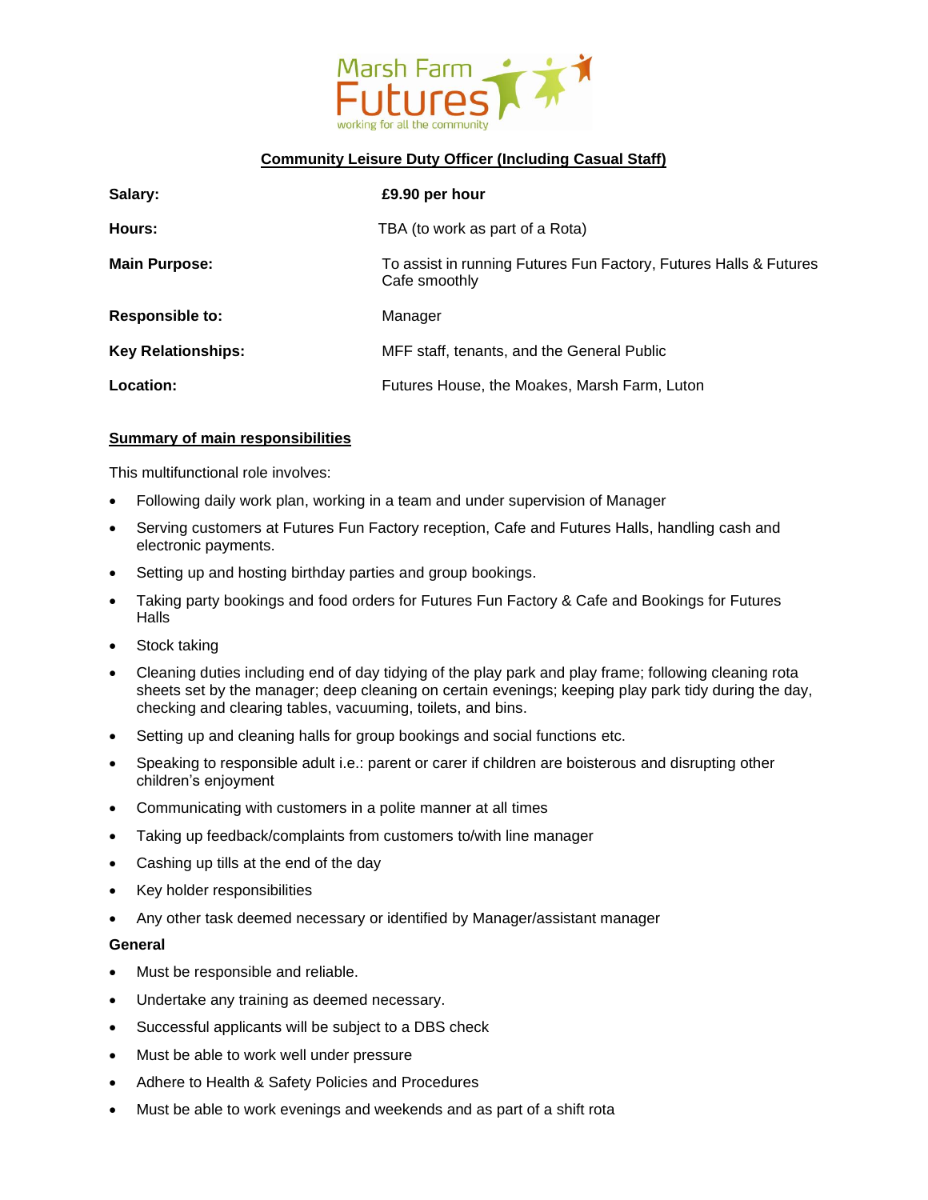Marsh Farm Futures
working for all the community

**Community Leisure Duty Officer (Including Casual Staff)**

| | |
|---|---|
| **Salary:** | **£9.90 per hour** |
| **Hours:** | TBA (to work as part of a Rota) |
| **Main Purpose:** | To assist in running Futures Fun Factory, Futures Halls & Futures Cafe smoothly |
| **Responsible to:** | Manager |
| **Key Relationships:** | MFF staff, tenants, and the General Public |
| **Location:** | Futures House, the Moakes, Marsh Farm, Luton |

**Summary of main responsibilities**

This multifunctional role involves:

- Following daily work plan, working in a team and under supervision of Manager
- Serving customers at Futures Fun Factory reception, Cafe and Futures Halls, handling cash and electronic payments.
- Setting up and hosting birthday parties and group bookings.
- Taking party bookings and food orders for Futures Fun Factory & Cafe and Bookings for Futures Halls
- Stock taking
- Cleaning duties including end of day tidying of the play park and play frame; following cleaning rota sheets set by the manager; deep cleaning on certain evenings; keeping play park tidy during the day, checking and clearing tables, vacuuming, toilets, and bins.
- Setting up and cleaning halls for group bookings and social functions etc.
- Speaking to responsible adult i.e.: parent or carer if children are boisterous and disrupting other children's enjoyment
- Communicating with customers in a polite manner at all times
- Taking up feedback/complaints from customers to/with line manager
- Cashing up tills at the end of the day
- Key holder responsibilities
- Any other task deemed necessary or identified by Manager/assistant manager

**General**

- Must be responsible and reliable.
- Undertake any training as deemed necessary.
- Successful applicants will be subject to a DBS check
- Must be able to work well under pressure
- Adhere to Health & Safety Policies and Procedures
- Must be able to work evenings and weekends and as part of a shift rota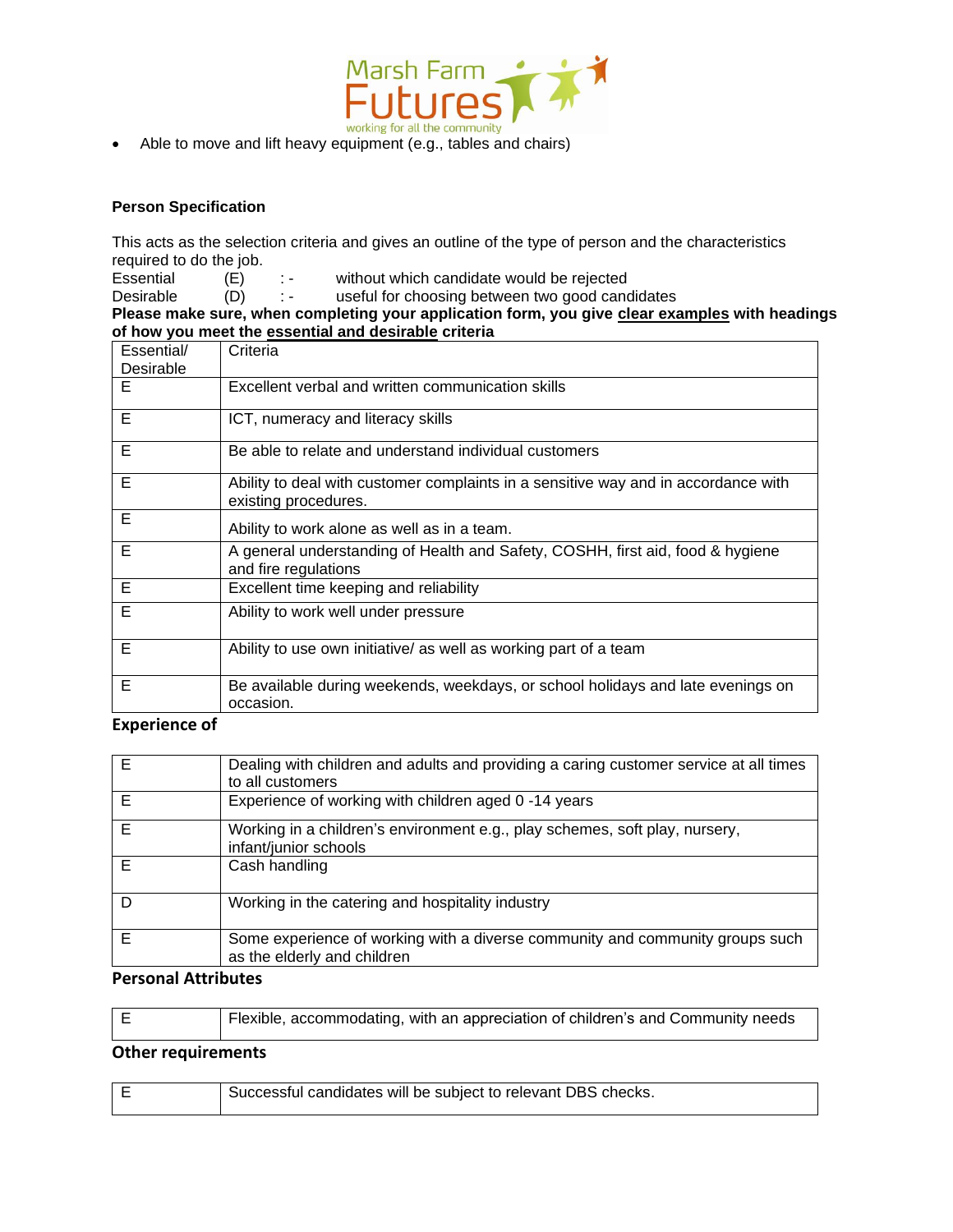- Able to move and lift heavy equipment (e.g., tables and chairs)

**Person Specification**

This acts as the selection criteria and gives an outline of the type of person and the characteristics required to do the job.

Essential (E) :- without which candidate would be rejected
Desirable (D) :- useful for choosing between two good candidates

**Please make sure, when completing your application form, you give clear examples with headings of how you meet the essential and desirable criteria**

| Essential/ Desirable | Criteria |
|---|---|
| E | Excellent verbal and written communication skills |
| E | ICT, numeracy and literacy skills |
| E | Be able to relate and understand individual customers |
| E | Ability to deal with customer complaints in a sensitive way and in accordance with existing procedures. |
| E | Ability to work alone as well as in a team. |
| E | A general understanding of Health and Safety, COSHH, first aid, food & hygiene and fire regulations |
| E | Excellent time keeping and reliability |
| E | Ability to work well under pressure |
| E | Ability to use own initiative/ as well as working part of a team |
| E | Be available during weekends, weekdays, or school holidays and late evenings on occasion. |

### Experience of

| | |
|---|---|
| E | Dealing with children and adults and providing a caring customer service at all times to all customers |
| E | Experience of working with children aged 0 -14 years |
| E | Working in a children's environment e.g., play schemes, soft play, nursery, infant/junior schools |
| E | Cash handling |
| D | Working in the catering and hospitality industry |
| E | Some experience of working with a diverse community and community groups such as the elderly and children |

### Personal Attributes

| | |
|---|---|
| E | Flexible, accommodating, with an appreciation of children's and Community needs |

### Other requirements

| | |
|---|---|
| E | Successful candidates will be subject to relevant DBS checks. |